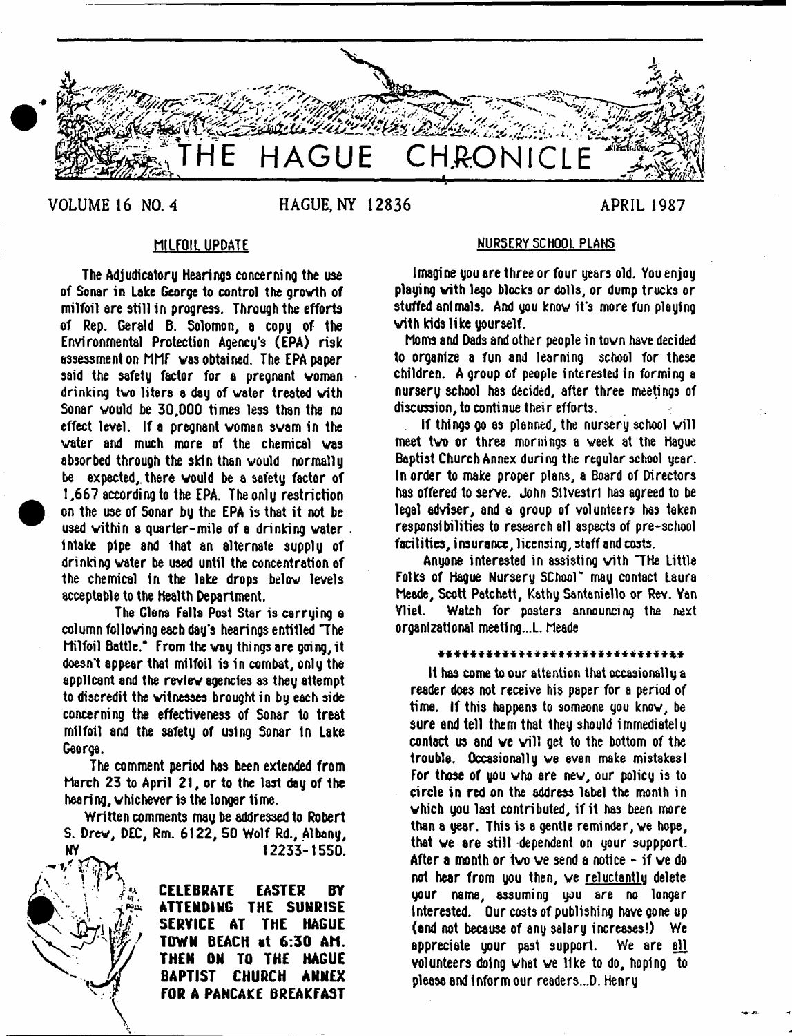# THE HAGUE CHRONICLE

VOLUME 16 NO. 4 HAGUE, NY 12836 APRIL 1987

## MILFOIL UPDATE

The Adjudicatory Hearings concerning the use of Sonar in Lake George to control the growth of milfoil are still in progress. Through the efforts of Rep. Gerald B. Solomon, a copy of the Environmental Protection Agency's (EPA) risk assessment on MMF was obtained. The EPA paper said the safety factor for a pregnant woman drinking two liters a day of water treated with Sonar would be 30,000 times less than the no effect level. If a pregnant woman swam in the water and much more of the chemical was absorbed through the skin than would normally be expected, there would be a safety factor of 1,667 according to the EPA. The only restriction on the use of Sonar by the EPA is that it not be used within a quarter-mile of a drinking water intake pipe and that an alternate supply of drinking water be used until the concentration of the chemical in the lake drops below levels acceptable to the Health Department.

The Glens Falls Post Star is carrying a column following each day's hearings entitled "The Milfoil Battle." From the way things are going, it doesn't appear that milfoil is in combat, only the applicant and the review agencies as they attempt to discredit the witnesses brought in by each side concerning the effectiveness of Sonar to treat milfoil and the safety of using Sonar in Lake George.

The comment period has been extended from March 23 to April 21, or to the last day of the hearing, whichever is the longer time.

Written comments may be addressed to Robert S. Drew, DEC, Rm. 6122, 50 Wolf Rd., Albany, NY 12233-1550.

**CELEBRATE EASTER BY ATTENDING THE SUNRISE SERVICE AT THE HAGUE TOWN BEACH at 6:30 AM. THEN ON TO THE HAGUE BAPTIST CHURCH ANNEX FOR A PANCAKE BREAKFAST**

## NURSERY SCHOOL PLANS

Imagine you are three or four years old. You enjoy playing with lego blocks or dolls, or dump trucks or stuffed animals. And you know it's more fun playing with kids like yourself.

Moms and Dads and other people in town have decided to organize a fun and learning school for these children. A group of people interested in forming a nursery school has decided, after three meetings of discussion, to continue their efforts.

If things go as planned, the nursery school will meet two or three mornings a week at the Hague Baptist Church Annex during the regular school year. In order to make proper plans, a Board of Directors has offered to serve. John Silvestri has agreed to be legal adviser, and a group of volunteers has taken responsibilities to research all aspects of pre-school facilities, insurance, licensing, staff and costs.

Anyone interested in assisting with "THe Little Folks of Hague Nursery SChool" may contact Laura Meade, Scott Patchett, Kathy Santaniello or Rev. Van Vliet. Watch for posters announcing the next organizational meeting...L. Meade

******************************

It has come to our attention that occasionally a reader does not receive his paper for a period of time. If this happens to someone you know, be sure and tell them that they should immediately contact us and we will get to the bottom of the trouble. Occasionally we even make mistakes! For those of you who are new, our policy is to circle in red on the address label the month in which you last contributed, if it has been more than a year. This is a gentle reminder, we hope, that we are still dependent on your suppport. After a month or two we send a notice - if we do not hear from you then, we <u>reluctantly</u> delete your name, assuming you are no longer interested. Our costs of publishing have gone up (and not because of any salary increases!) We appreciate your past support. We are <u>all</u> volunteers doing what we like to do, hoping to please and inform our readers...D. Henry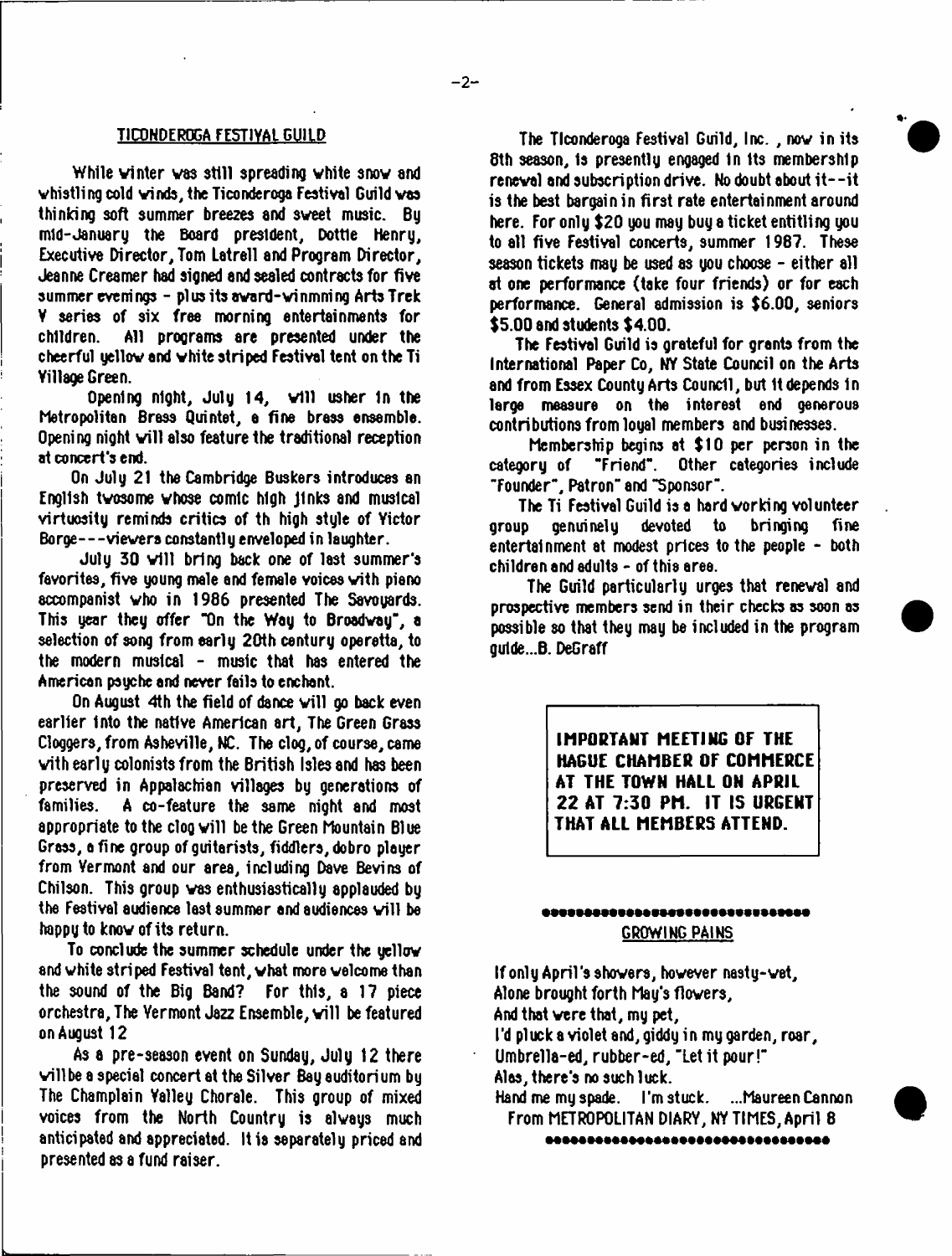## TICONDEROGA FESTIVAL GUILD

While winter was still spreading white snow and whistling cold winds, the Ticonderoga Festival Guild was thinking soft summer breezes and sweet music. By mid-January the Board president, Dottie Henry, Executive Director, Tom Latrell and Program Director, Jeanne Creamer had signed and sealed contracts for five summer evenings - plus its award-winning Arts Trek V series of six free morning entertainments for children. All programs are presented under the cheerful yellow and white striped Festival tent on the Ti Village Green.

Opening night, July 14, will usher in the Metropolitan Brass Quintet, a fine brass ensemble. Opening night will also feature the traditional reception at concert's end.

On July 21 the Cambridge Buskers introduces an English twosome whose comic high jinks and musical virtuosity reminds critics of th high style of Victor Borge---viewers constantly enveloped in laughter.

July 30 will bring back one of last summer's favorites, five young male and female voices with piano accompanist who in 1986 presented The Savoyards. This year they offer "On the Way to Broadway", a selection of song from early 20th century operetta, to the modern musical - music that has entered the American psyche and never fails to enchant.

On August 4th the field of dance will go back even earlier into the native American art, The Green Grass Cloggers, from Asheville, NC. The clog, of course, came with early colonists from the British Isles and has been preserved in Appalachian villages by generations of families. A co-feature the same night and most appropriate to the clog will be the Green Mountain Blue Grass, a fine group of guitarists, fiddlers, dobro player from Vermont and our area, including Dave Bevins of Chilson. This group was enthusiastically applauded by the Festival audience last summer and audiences will be happy to know of its return.

To conclude the summer schedule under the yellow and white striped Festival tent, what more welcome than the sound of the Big Band? For this, a 17 piece orchestra, The Vermont Jazz Ensemble, will be featured on August 12

As a pre-season event on Sunday, July 12 there will be a special concert at the Silver Bay auditorium by The Champlain Valley Chorale. This group of mixed voices from the North Country is always much anticipated and appreciated. It is separately priced and presented as a fund raiser.

The Ticonderoga Festival Guild, Inc., now in its 8th season, is presently engaged in its membership renewal and subscription drive. No doubt about it--it is the best bargain in first rate entertainment around here. For only $20 you may buy a ticket entitling you to all five Festival concerts, summer 1987. These season tickets may be used as you choose - either all at one performance (take four friends) or for each performance. General admission is $6.00, seniors $5.00 and students $4.00.

The Festival Guild is grateful for grants from the International Paper Co, NY State Council on the Arts and from Essex County Arts Council, but it depends in large measure on the interest and generous contributions from loyal members and businesses.

Membership begins at $10 per person in the category of "Friend". Other categories include "Founder", Patron" and "Sponsor".

The Ti Festival Guild is a hard working volunteer group genuinely devoted to bringing fine entertainment at modest prices to the people - both children and adults - of this area.

The Guild particularly urges that renewal and prospective members send in their checks as soon as possible so that they may be included in the program guide...B. DeGraff

**IMPORTANT MEETING OF THE HAGUE CHAMBER OF COMMERCE AT THE TOWN HALL ON APRIL 22 AT 7:30 PM. IT IS URGENT THAT ALL MEMBERS ATTEND.**

## GROWING PAINS

If only April's showers, however nasty-wet,
Alone brought forth May's flowers,
And that were that, my pet,
I'd pluck a violet and, giddy in my garden, roar,
Umbrella-ed, rubber-ed, "Let it pour!"
Alas, there's no such luck.
Hand me my spade. I'm stuck. ...Maureen Cannon
From METROPOLITAN DIARY, NY TIMES, April 8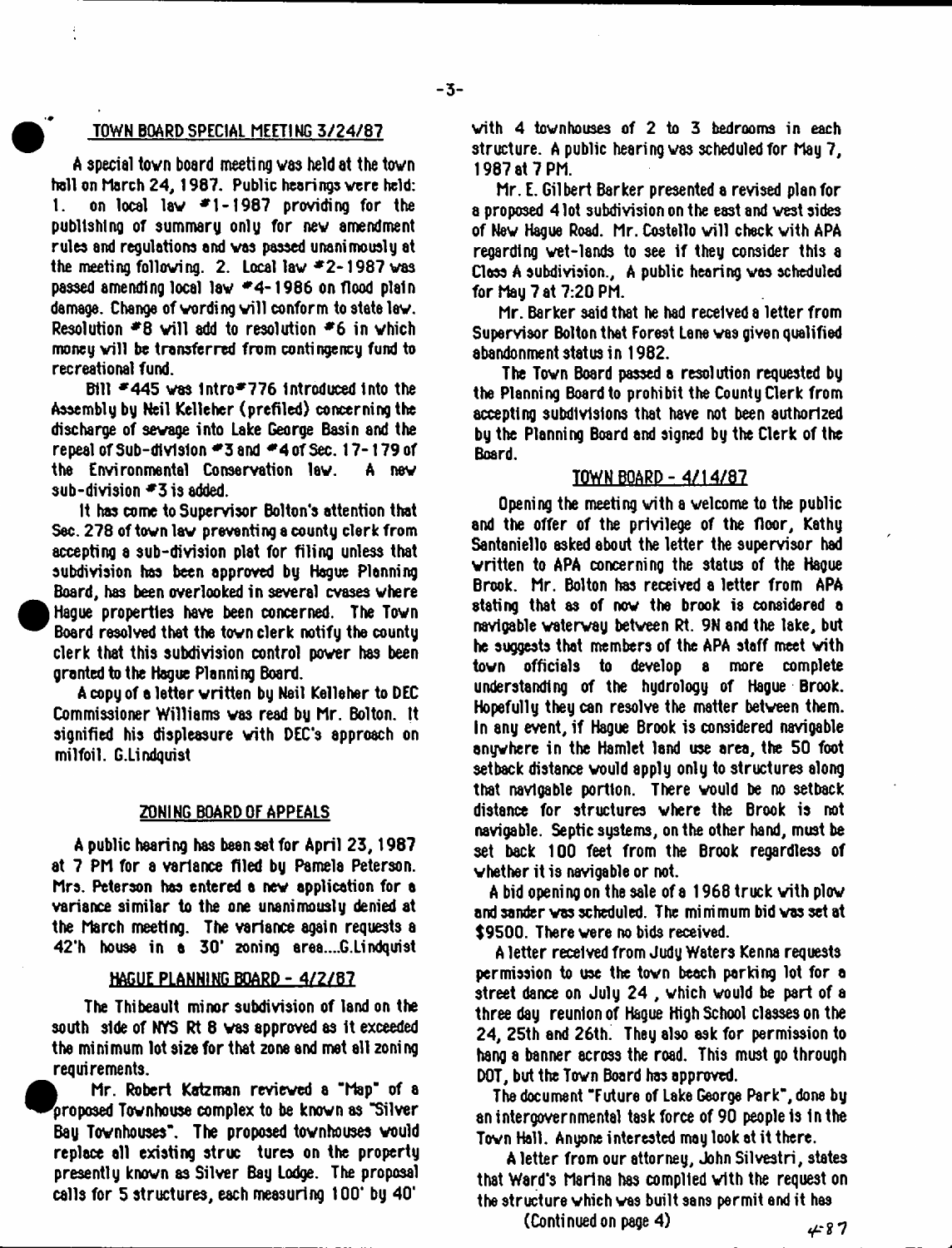## TOWN BOARD SPECIAL MEETING 3/24/87

A special town board meeting was held at the town hall on March 24, 1987. Public hearings were held: 1. on local law #1-1987 providing for the publishing of summary only for new amendment rules and regulations and was passed unanimously at the meeting following. 2. Local law #2-1987 was passed amending local law #4-1986 on flood plain damage. Change of wording will conform to state law. Resolution #8 will add to resolution #6 in which money will be transferred from contingency fund to recreational fund.

Bill #445 was Intro#776 introduced into the Assembly by Neil Kelleher (prefiled) concerning the discharge of sewage into Lake George Basin and the repeal of Sub-division #3 and #4 of Sec. 17-179 of the Environmental Conservation law. A new sub-division #3 is added.

It has come to Supervisor Bolton's attention that Sec. 278 of town law preventing a county clerk from accepting a sub-division plat for filing unless that subdivision has been approved by Hague Planning Board, has been overlooked in several cvases where Hague properties have been concerned. The Town Board resolved that the town clerk notify the county clerk that this subdivision control power has been granted to the Hague Planning Board.

A copy of a letter written by Neil Kelleher to DEC Commissioner Williams was read by Mr. Bolton. It signified his displeasure with DEC's approach on milfoil. G.Lindquist

## ZONING BOARD OF APPEALS

A public hearing has been set for April 23, 1987 at 7 PM for a variance filed by Pamela Peterson. Mrs. Peterson has entered a new application for a variance similar to the one unanimously denied at the March meeting. The variance again requests a 42'h house in a 30' zoning area....G.Lindquist

## HAGUE PLANNING BOARD - 4/2/87

The Thibeault minor subdivision of land on the south side of NYS Rt 8 was approved as it exceeded the minimum lot size for that zone and met all zoning requirements.

Mr. Robert Katzman reviewed a "Map" of a proposed Townhouse complex to be known as "Silver Bay Townhouses". The proposed townhouses would replace all existing struc tures on the property presently known as Silver Bay Lodge. The proposal calls for 5 structures, each measuring 100' by 40' with 4 townhouses of 2 to 3 bedrooms in each structure. A public hearing was scheduled for May 7, 1987 at 7 PM.

Mr. E. Gilbert Barker presented a revised plan for a proposed 4 lot subdivision on the east and west sides of New Hague Road. Mr. Costello will check with APA regarding wet-lands to see if they consider this a Class A subdivision., A public hearing was scheduled for May 7 at 7:20 PM.

Mr. Barker said that he had received a letter from Supervisor Bolton that Forest Lane was given qualified abandonment status in 1982.

The Town Board passed a resolution requested by the Planning Board to prohibit the County Clerk from accepting subdivisions that have not been authorized by the Planning Board and signed by the Clerk of the Board.

## TOWN BOARD - 4/14/87

Opening the meeting with a welcome to the public and the offer of the privilege of the floor, Kathy Santaniello asked about the letter the supervisor had written to APA concerning the status of the Hague Brook. Mr. Bolton has received a letter from APA stating that as of now the brook is considered a navigable waterway between Rt. 9N and the lake, but he suggests that members of the APA staff meet with town officials to develop a more complete understanding of the hydrology of Hague Brook. Hopefully they can resolve the matter between them. In any event, if Hague Brook is considered navigable anywhere in the Hamlet land use area, the 50 foot setback distance would apply only to structures along that navigable portion. There would be no setback distance for structures where the Brook is not navigable. Septic systems, on the other hand, must be set back 100 feet from the Brook regardless of whether it is navigable or not.

A bid opening on the sale of a 1968 truck with plow and sander was scheduled. The minimum bid was set at $9500. There were no bids received.

A letter received from Judy Waters Kenna requests permission to use the town beach parking lot for a street dance on July 24 , which would be part of a three day reunion of Hague High School classes on the 24, 25th and 26th. They also ask for permission to hang a banner across the road. This must go through DOT, but the Town Board has approved.

The document "Future of Lake George Park", done by an intergovernmental task force of 90 people is in the Town Hall. Anyone interested may look at it there.

A letter from our attorney, John Silvestri, states that Ward's Marina has complied with the request on the structure which was built sans permit and it has

(Continued on page 4)

4-87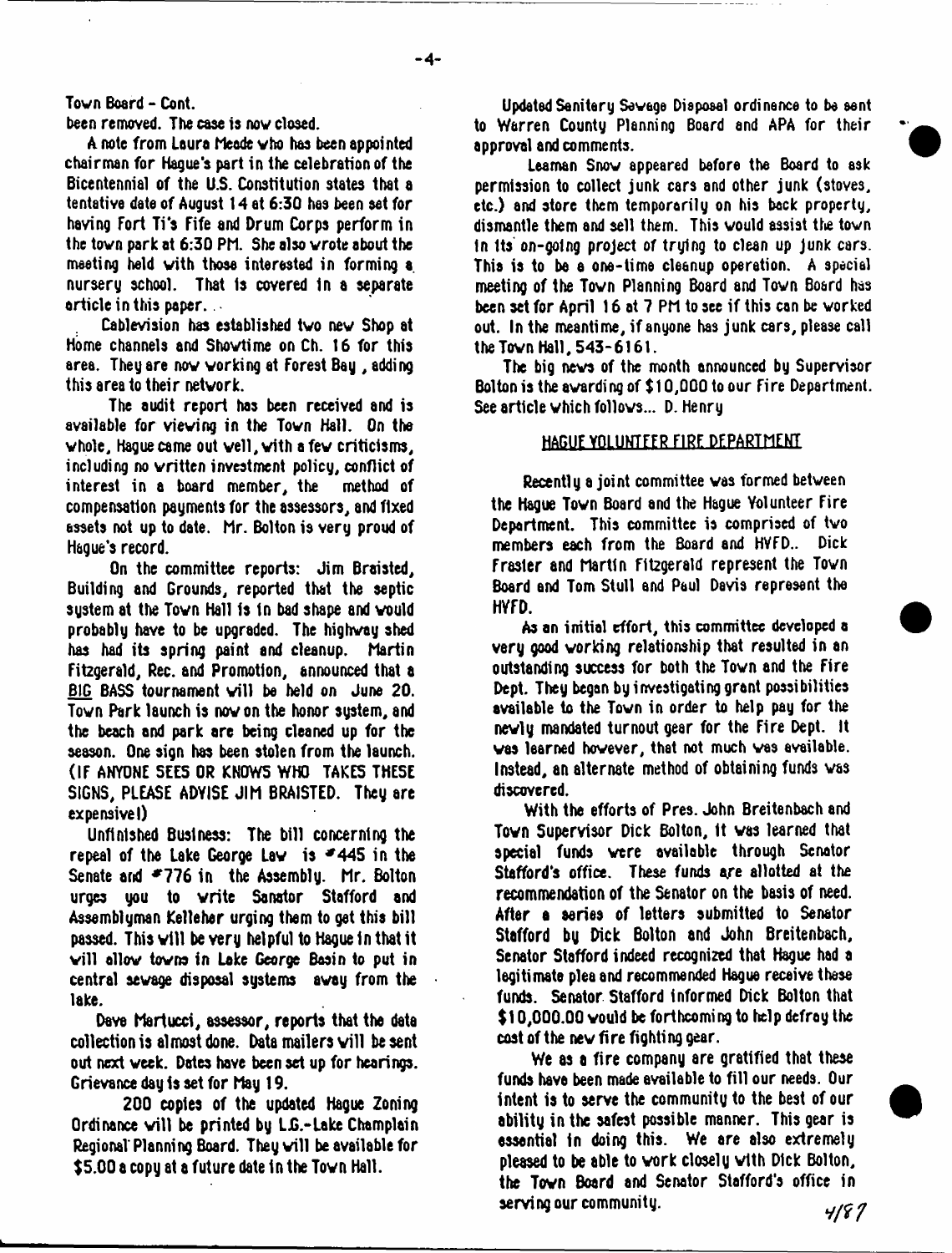Town Board - Cont.

been removed. The case is now closed.

A note from Laura Meade who has been appointed chairman for Hague's part in the celebration of the Bicentennial of the U.S. Constitution states that a tentative date of August 14 at 6:30 has been set for having Fort Ti's Fife and Drum Corps perform in the town park at 6:30 PM. She also wrote about the meeting held with those interested in forming a nursery school. That is covered in a separate article in this paper.

Cablevision has established two new Shop at Home channels and Showtime on Ch. 16 for this area. They are now working at Forest Bay, adding this area to their network.

The audit report has been received and is available for viewing in the Town Hall. On the whole, Hague came out well, with a few criticisms, including no written investment policy, conflict of interest in a board member, the method of compensation payments for the assessors, and fixed assets not up to date. Mr. Bolton is very proud of Hague's record.

On the committee reports: Jim Braisted, Building and Grounds, reported that the septic system at the Town Hall is in bad shape and would probably have to be upgraded. The highway shed has had its spring paint and cleanup. Martin Fitzgerald, Rec. and Promotion, announced that a BIG BASS tournament will be held on June 20. Town Park launch is now on the honor system, and the beach and park are being cleaned up for the season. One sign has been stolen from the launch. (IF ANYONE SEES OR KNOWS WHO TAKES THESE SIGNS, PLEASE ADVISE JIM BRAISTED. They are expensive!)

Unfinished Business: The bill concerning the repeal of the Lake George Law is #445 in the Senate and #776 in the Assembly. Mr. Bolton urges you to write Senator Stafford and Assemblyman Kelleher urging them to get this bill passed. This will be very helpful to Hague in that it will allow towns in Lake George Basin to put in central sewage disposal systems away from the lake.

Dave Martucci, assessor, reports that the data collection is almost done. Data mailers will be sent out next week. Dates have been set up for hearings. Grievance day is set for May 19.

200 copies of the updated Hague Zoning Ordinance will be printed by L.G.-Lake Champlain Regional Planning Board. They will be available for $5.00 a copy at a future date in the Town Hall.

Updated Sanitary Sewage Disposal ordinance to be sent to Warren County Planning Board and APA for their approval and comments.

Leaman Snow appeared before the Board to ask permission to collect junk cars and other junk (stoves, etc.) and store them temporarily on his back property, dismantle them and sell them. This would assist the town in its on-going project of trying to clean up junk cars. This is to be a one-time cleanup operation. A special meeting of the Town Planning Board and Town Board has been set for April 16 at 7 PM to see if this can be worked out. In the meantime, if anyone has junk cars, please call the Town Hall, 543-6161.

The big news of the month announced by Supervisor Bolton is the awarding of $10,000 to our Fire Department. See article which follows... D. Henry

## HAGUE VOLUNTEER FIRE DEPARTMENT

Recently a joint committee was formed between the Hague Town Board and the Hague Volunteer Fire Department. This committee is comprised of two members each from the Board and HVFD.. Dick Frasier and Martin Fitzgerald represent the Town Board and Tom Stull and Paul Davis represent the HVFD.

As an initial effort, this committee developed a very good working relationship that resulted in an outstanding success for both the Town and the Fire Dept. They began by investigating grant possibilities available to the Town in order to help pay for the newly mandated turnout gear for the Fire Dept. It was learned however, that not much was available. Instead, an alternate method of obtaining funds was discovered.

With the efforts of Pres. John Breitenbach and Town Supervisor Dick Bolton, it was learned that special funds were available through Senator Stafford's office. These funds are allotted at the recommendation of the Senator on the basis of need. After a series of letters submitted to Senator Stafford by Dick Bolton and John Breitenbach, Senator Stafford indeed recognized that Hague had a legitimate plea and recommended Hague receive these funds. Senator Stafford informed Dick Bolton that $10,000.00 would be forthcoming to help defray the cost of the new fire fighting gear.

We as a fire company are gratified that these funds have been made available to fill our needs. Our intent is to serve the community to the best of our ability in the safest possible manner. This gear is essential in doing this. We are also extremely pleased to be able to work closely with Dick Bolton, the Town Board and Senator Stafford's office in serving our community.

4/87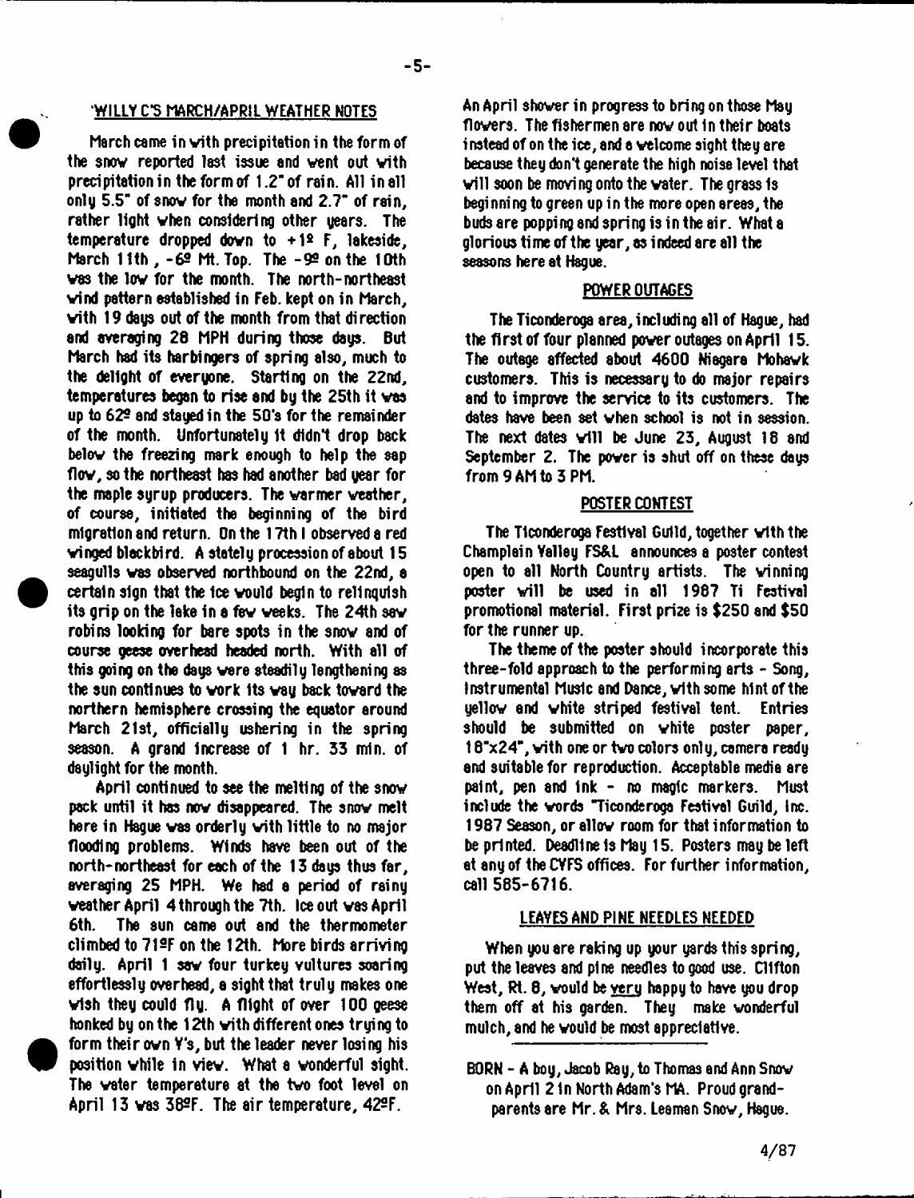## WILLY C'S MARCH/APRIL WEATHER NOTES

March came in with precipitation in the form of the snow reported last issue and went out with precipitation in the form of 1.2" of rain. All in all only 5.5" of snow for the month and 2.7" of rain, rather light when considering other years. The temperature dropped down to +1º F, lakeside, March 11th, -6º Mt. Top. The -9º on the 10th was the low for the month. The north-northeast wind pattern established in Feb. kept on in March, with 19 days out of the month from that direction and averaging 28 MPH during those days. But March had its harbingers of spring also, much to the delight of everyone. Starting on the 22nd, temperatures began to rise and by the 25th it was up to 62º and stayed in the 50's for the remainder of the month. Unfortunately it didn't drop back below the freezing mark enough to help the sap flow, so the northeast has had another bad year for the maple syrup producers. The warmer weather, of course, initiated the beginning of the bird migration and return. On the 17th I observed a red winged blackbird. A stately procession of about 15 seagulls was observed northbound on the 22nd, a certain sign that the ice would begin to relinquish its grip on the lake in a few weeks. The 24th saw robins looking for bare spots in the snow and of course geese overhead headed north. With all of this going on the days were steadily lengthening as the sun continues to work its way back toward the northern hemisphere crossing the equator around March 21st, officially ushering in the spring season. A grand increase of 1 hr. 33 min. of daylight for the month.

April continued to see the melting of the snow pack until it has now disappeared. The snow melt here in Hague was orderly with little to no major flooding problems. Winds have been out of the north-northeast for each of the 13 days thus far, averaging 25 MPH. We had a period of rainy weather April 4 through the 7th. Ice out was April 6th. The sun came out and the thermometer climbed to 71ºF on the 12th. More birds arriving daily. April 1 saw four turkey vultures soaring effortlessly overhead, a sight that truly makes one wish they could fly. A flight of over 100 geese honked by on the 12th with different ones trying to form their own Y's, but the leader never losing his position while in view. What a wonderful sight. The water temperature at the two foot level on April 13 was 38ºF. The air temperature, 42ºF.

An April shower in progress to bring on those May flowers. The fishermen are now out in their boats instead of on the ice, and a welcome sight they are because they don't generate the high noise level that will soon be moving onto the water. The grass is beginning to green up in the more open areas, the buds are popping and spring is in the air. What a glorious time of the year, as indeed are all the seasons here at Hague.

## POWER OUTAGES

The Ticonderoga area, including all of Hague, had the first of four planned power outages on April 15. The outage affected about 4600 Niagara Mohawk customers. This is necessary to do major repairs and to improve the service to its customers. The dates have been set when school is not in session. The next dates will be June 23, August 18 and September 2. The power is shut off on these days from 9 AM to 3 PM.

## POSTER CONTEST

The Ticonderoga Festival Guild, together with the Champlain Valley FS&L announces a poster contest open to all North Country artists. The winning poster will be used in all 1987 Ti Festival promotional material. First prize is $250 and $50 for the runner up.

The theme of the poster should incorporate this three-fold approach to the performing arts - Song, Instrumental Music and Dance, with some hint of the yellow and white striped festival tent. Entries should be submitted on white poster paper, 18"x24", with one or two colors only, camera ready and suitable for reproduction. Acceptable media are paint, pen and ink - no magic markers. Must include the words "Ticonderoga Festival Guild, Inc. 1987 Season, or allow room for that information to be printed. Deadline is May 15. Posters may be left at any of the CVFS offices. For further information, call 585-6716.

## LEAVES AND PINE NEEDLES NEEDED

When you are raking up your yards this spring, put the leaves and pine needles to good use. Clifton West, Rt. 8, would be very happy to have you drop them off at his garden. They make wonderful mulch, and he would be most appreciative.

---

BORN - A boy, Jacob Ray, to Thomas and Ann Snow on April 2 in North Adam's MA. Proud grandparents are Mr. & Mrs. Leaman Snow, Hague.

4/87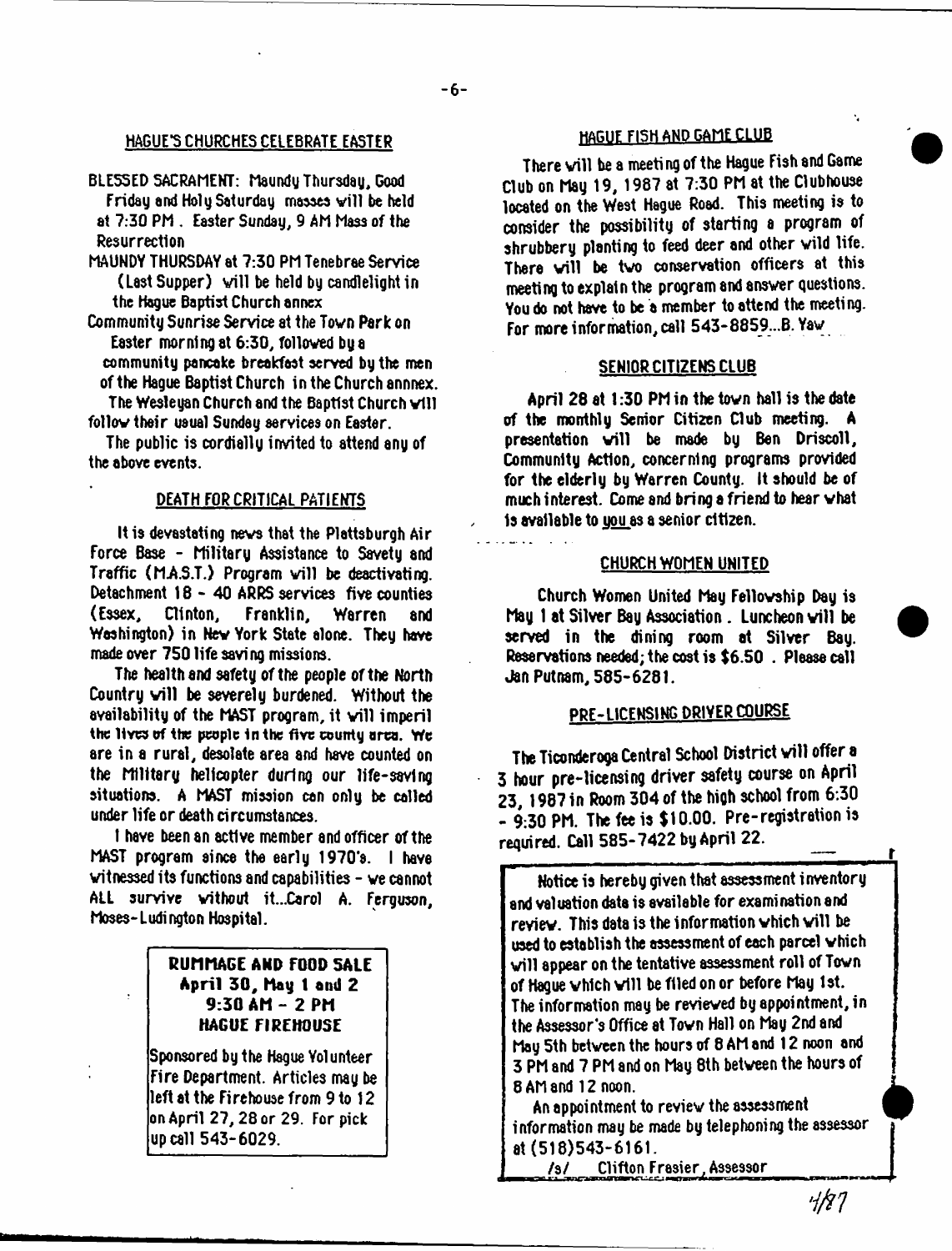## HAGUE'S CHURCHES CELEBRATE EASTER

BLESSED SACRAMENT: Maundy Thursday, Good Friday and Holy Saturday masses will be held at 7:30 PM. Easter Sunday, 9 AM Mass of the Resurrection

MAUNDY THURSDAY at 7:30 PM Tenebrae Service (Last Supper) will be held by candlelight in the Hague Baptist Church annex

Community Sunrise Service at the Town Park on Easter morning at 6:30, followed by a community pancake breakfast served by the men of the Hague Baptist Church in the Church annnex.

The Wesleyan Church and the Baptist Church will follow their usual Sunday services on Easter.

The public is cordially invited to attend any of the above events.

## DEATH FOR CRITICAL PATIENTS

It is devastating news that the Plattsburgh Air Force Base - Military Assistance to Savety and Traffic (M.A.S.T.) Program will be deactivating. Detachment 18 - 40 ARRS services five counties (Essex, Clinton, Franklin, Warren and Washington) in New York State alone. They have made over 750 life saving missions.

The health and safety of the people of the North Country will be severely burdened. Without the availability of the MAST program, it will imperil the lives of the people in the five county area. We are in a rural, desolate area and have counted on the Military helicopter during our life-saving situations. A MAST mission can only be called under life or death circumstances.

I have been an active member and officer of the MAST program since the early 1970's. I have witnessed its functions and capabilities - we cannot ALL survive without it...Carol A. Ferguson, Moses-Ludington Hospital.

**RUMMAGE AND FOOD SALE**
**April 30, May 1 and 2**
**9:30 AM - 2 PM**
**HAGUE FIREHOUSE**

Sponsored by the Hague Volunteer Fire Department. Articles may be left at the Firehouse from 9 to 12 on April 27, 28 or 29. For pick up call 543-6029.

## HAGUE FISH AND GAME CLUB

There will be a meeting of the Hague Fish and Game Club on May 19, 1987 at 7:30 PM at the Clubhouse located on the West Hague Road. This meeting is to consider the possibility of starting a program of shrubbery planting to feed deer and other wild life. There will be two conservation officers at this meeting to explain the program and answer questions. You do not have to be a member to attend the meeting. For more information, call 543-8859...B. Yaw

## SENIOR CITIZENS CLUB

April 28 at 1:30 PM in the town hall is the date of the monthly Senior Citizen Club meeting. A presentation will be made by Ben Driscoll, Community Action, concerning programs provided for the elderly by Warren County. It should be of much interest. Come and bring a friend to hear what is available to you as a senior citizen.

## CHURCH WOMEN UNITED

Church Women United May Fellowship Day is May 1 at Silver Bay Association. Luncheon will be served in the dining room at Silver Bay. Reservations needed; the cost is $6.50. Please call Jan Putnam, 585-6281.

## PRE-LICENSING DRIVER COURSE

The Ticonderoga Central School District will offer a 3 hour pre-licensing driver safety course on April 23, 1987 in Room 304 of the high school from 6:30 - 9:30 PM. The fee is $10.00. Pre-registration is required. Call 585-7422 by April 22.

Notice is hereby given that assessment inventory and valuation data is available for examination and review. This data is the information which will be used to establish the assessment of each parcel which will appear on the tentative assessment roll of Town of Hague which will be filed on or before May 1st. The information may be reviewed by appointment, in the Assessor's Office at Town Hall on May 2nd and May 5th between the hours of 8 AM and 12 noon and 3 PM and 7 PM and on May 8th between the hours of 8 AM and 12 noon.

An appointment to review the assessment information may be made by telephoning the assessor at (518)543-6161.

/s/ Clifton Frasier, Assessor

4/87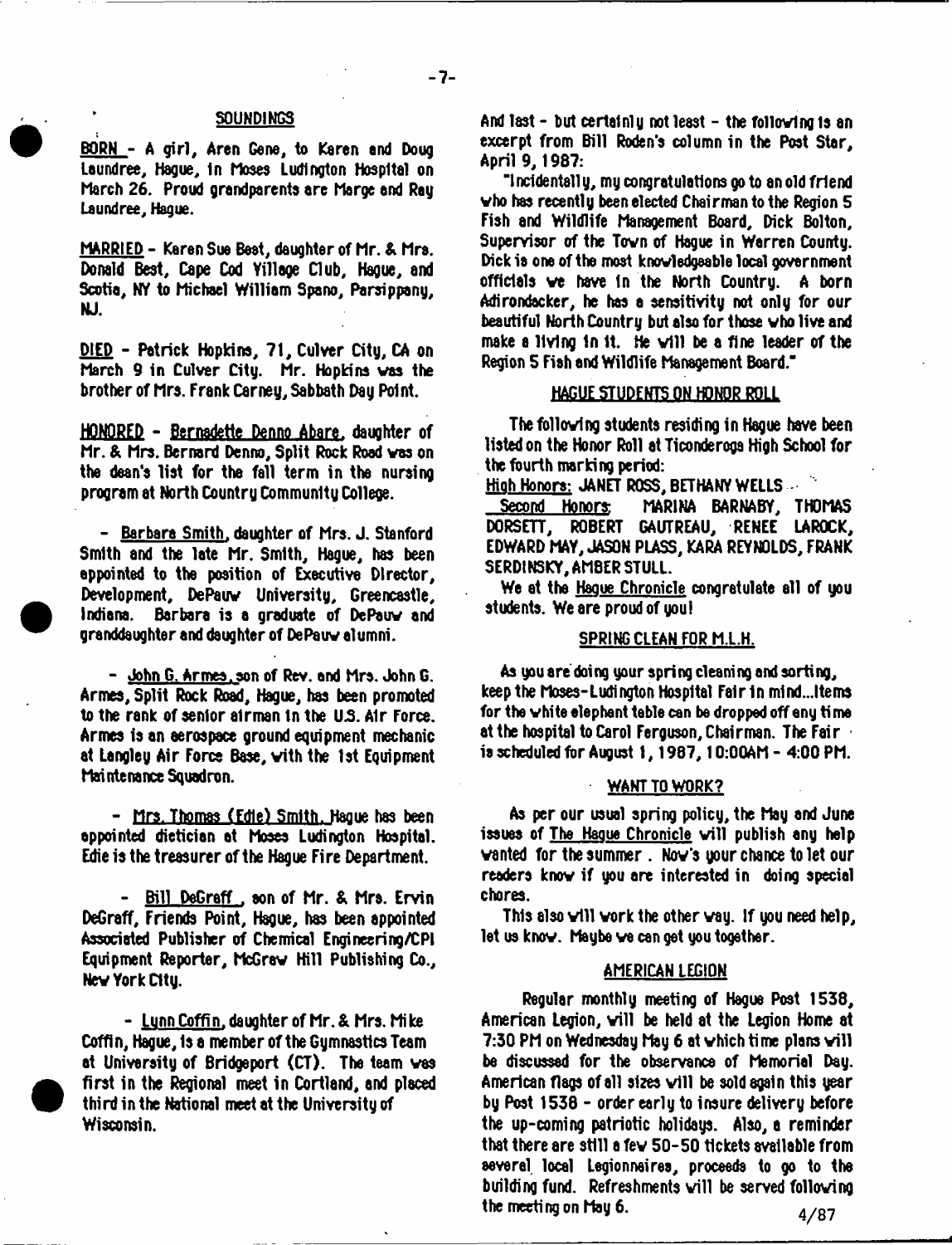## SOUNDINGS

BORN - A girl, Aren Gene, to Karen and Doug Laundree, Hague, in Moses Ludington Hospital on March 26. Proud grandparents are Marge and Ray Laundree, Hague.

MARRIED - Karen Sue Best, daughter of Mr. & Mrs. Donald Best, Cape Cod Village Club, Hague, and Scotia, NY to Michael William Spano, Parsippany, NJ.

DIED - Patrick Hopkins, 71, Culver City, CA on March 9 in Culver City. Mr. Hopkins was the brother of Mrs. Frank Carney, Sabbath Day Point.

HONORED - Bernadette Denno Abare, daughter of Mr. & Mrs. Bernard Denno, Split Rock Road was on the dean's list for the fall term in the nursing program at North Country Community College.

- Barbara Smith, daughter of Mrs. J. Stanford Smith and the late Mr. Smith, Hague, has been appointed to the position of Executive Director, Development, DePauw University, Greencastle, Indiana. Barbara is a graduate of DePauw and granddaughter and daughter of DePauw alumni.

- John G. Armes, son of Rev. and Mrs. John G. Armes, Split Rock Road, Hague, has been promoted to the rank of senior airman in the U.S. Air Force. Armes is an aerospace ground equipment mechanic at Langley Air Force Base, with the 1st Equipment Maintenance Squadron.

- Mrs. Thomas (Edie) Smith, Hague has been appointed dietician at Moses Ludington Hospital. Edie is the treasurer of the Hague Fire Department.

- Bill DeGraff, son of Mr. & Mrs. Ervin DeGraff, Friends Point, Hague, has been appointed Associated Publisher of Chemical Engineering/CPI Equipment Reporter, McGraw Hill Publishing Co., New York City.

- Lynn Coffin, daughter of Mr. & Mrs. Mike Coffin, Hague, is a member of the Gymnastics Team at University of Bridgeport (CT). The team was first in the Regional meet in Cortland, and placed third in the National meet at the University of Wisconsin.

And last - but certainly not least - the following is an excerpt from Bill Roden's column in the Post Star, April 9, 1987:

"Incidentally, my congratulations go to an old friend who has recently been elected Chairman to the Region 5 Fish and Wildlife Management Board, Dick Bolton, Supervisor of the Town of Hague in Warren County. Dick is one of the most knowledgeable local government officials we have in the North Country. A born Adirondacker, he has a sensitivity not only for our beautiful North Country but also for those who live and make a living in it. He will be a fine leader of the Region 5 Fish and Wildlife Management Board."

## HAGUE STUDENTS ON HONOR ROLL

The following students residing in Hague have been listed on the Honor Roll at Ticonderoga High School for the fourth marking period:

High Honors: JANET ROSS, BETHANY WELLS

Second Honors: MARINA BARNABY, THOMAS DORSETT, ROBERT GAUTREAU, RENEE LAROCK, EDWARD MAY, JASON PLASS, KARA REYNOLDS, FRANK SERDINSKY, AMBER STULL.

We at the Hague Chronicle congratulate all of you students. We are proud of you!

## SPRING CLEAN FOR M.L.H.

As you are doing your spring cleaning and sorting, keep the Moses-Ludington Hospital Fair in mind...Items for the white elephant table can be dropped off any time at the hospital to Carol Ferguson, Chairman. The Fair is scheduled for August 1, 1987, 10:00AM - 4:00 PM.

## WANT TO WORK?

As per our usual spring policy, the May and June issues of The Hague Chronicle will publish any help wanted for the summer. Now's your chance to let our readers know if you are interested in doing special chores.

This also will work the other way. If you need help, let us know. Maybe we can get you together.

## AMERICAN LEGION

Regular monthly meeting of Hague Post 1538, American Legion, will be held at the Legion Home at 7:30 PM on Wednesday May 6 at which time plans will be discussed for the observance of Memorial Day. American flags of all sizes will be sold again this year by Post 1538 - order early to insure delivery before the up-coming patriotic holidays. Also, a reminder that there are still a few 50-50 tickets available from several local Legionnaires, proceeds to go to the building fund. Refreshments will be served following the meeting on May 6.

4/87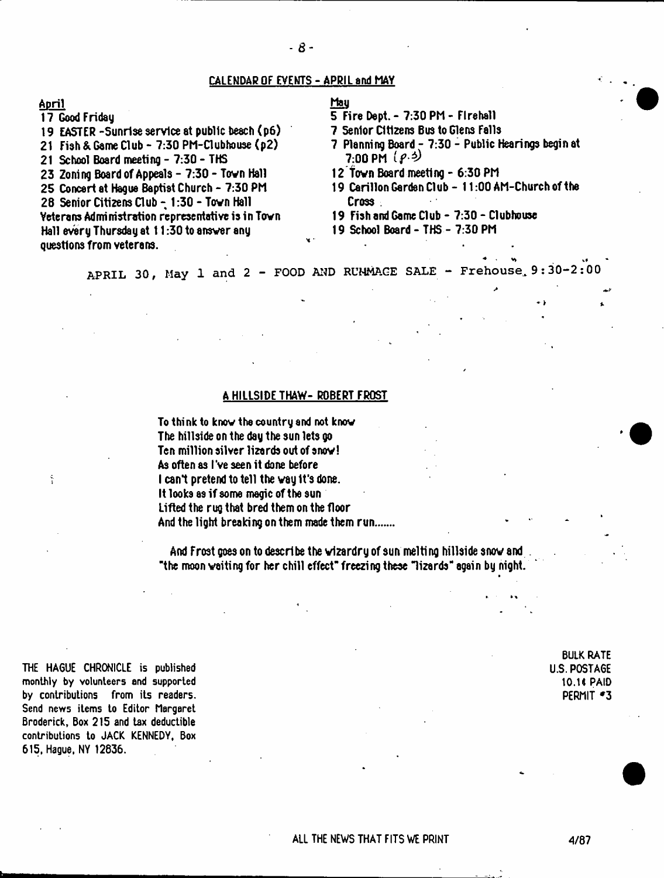## CALENDAR OF EVENTS - APRIL and MAY

**April**

17 Good Friday
19 EASTER -Sunrise service at public beach (p6)
21 Fish & Game Club - 7:30 PM-Clubhouse (p2)
21 School Board meeting - 7:30 - THS
23 Zoning Board of Appeals - 7:30 - Town Hall
25 Concert at Hague Baptist Church - 7:30 PM
28 Senior Citizens Club - 1:30 - Town Hall
Veterans Administration representative is in Town Hall every Thursday at 11:30 to answer any questions from veterans.

**May**

5 Fire Dept. - 7:30 PM - Firehall
7 Senior Citizens Bus to Glens Falls
7 Planning Board - 7:30 - Public Hearings begin at 7:00 PM (p.3)
12 Town Board meeting - 6:30 PM
19 Carillon Garden Club - 11:00 AM-Church of the Cross
19 Fish and Game Club - 7:30 - Clubhouse
19 School Board - THS - 7:30 PM

APRIL 30, May 1 and 2 - FOOD AND RUMMAGE SALE - Frehouse, 9:30-2:00

## A HILLSIDE THAW- ROBERT FROST

To think to know the country and not know
The hillside on the day the sun lets go
Ten million silver lizards out of snow!
As often as I've seen it done before
I can't pretend to tell the way it's done.
It looks as if some magic of the sun
Lifted the rug that bred them on the floor
And the light breaking on them made them run.......

And Frost goes on to describe the wizardry of sun melting hillside snow and "the moon waiting for her chill effect" freezing these "lizards" again by night.

THE HAGUE CHRONICLE is published monthly by volunteers and supported by contributions from its readers. Send news items to Editor Margaret Broderick, Box 215 and tax deductible contributions to JACK KENNEDY, Box 615, Hague, NY 12836.

BULK RATE
U.S. POSTAGE
10.1¢ PAID
PERMIT #3

ALL THE NEWS THAT FITS WE PRINT

4/87